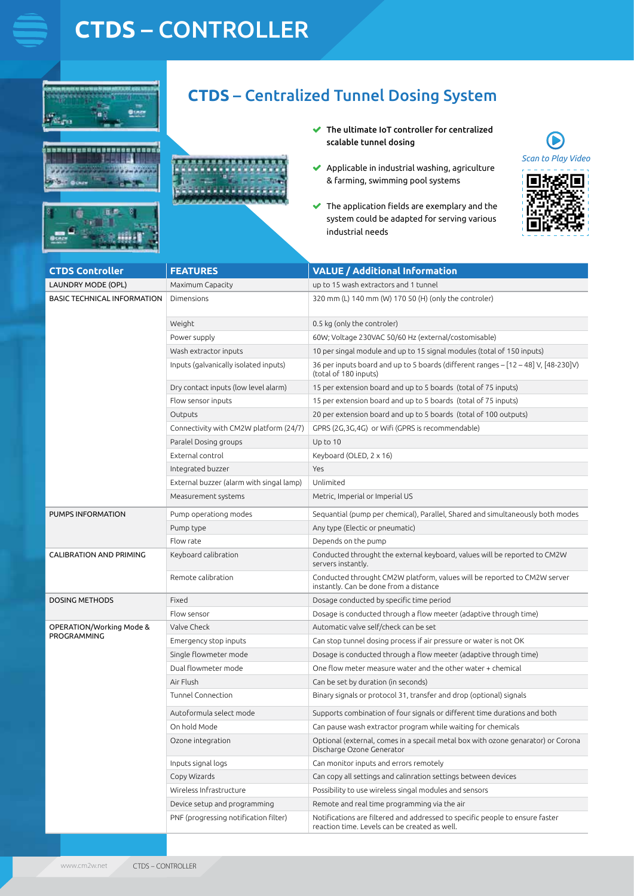# CTDS – CONTROLLER

## CTDS – Centralized Tunnel Dosing System

- **The ultimate IoT controller for centralized scalable tunnel dosing**
- Applicable in industrial washing, agriculture & farming, swimming pool systems
- The application fields are exemplary and the system could be adapted for serving various industrial needs

*Scan to Play Video*

| CTDS Controller | FEATURES | VALUE / Additional Information |
|---|---|---|
| LAUNDRY MODE (OPL) | Maximum Capacity | up to 15 wash extractors and 1 tunnel |
| BASIC TECHNICAL INFORMATION | Dimensions | 320 mm (L) 140 mm (W) 170 50 (H) (only the controler) |
| | Weight | 0.5 kg (only the controler) |
| | Power supply | 60W; Voltage 230VAC 50/60 Hz (external/costomisable) |
| | Wash extractor inputs | 10 per singal module and up to 15 signal modules (total of 150 inputs) |
| | Inputs (galvanically isolated inputs) | 36 per inputs board and up to 5 boards (different ranges – [12 – 48] V, [48-230]V) (total of 180 inputs) |
| | Dry contact inputs (low level alarm) | 15 per extension board and up to 5 boards (total of 75 inputs) |
| | Flow sensor inputs | 15 per extension board and up to 5 boards (total of 75 inputs) |
| | Outputs | 20 per extension board and up to 5 boards (total of 100 outputs) |
| | Connectivity with CM2W platform (24/7) | GPRS (2G,3G,4G) or Wifi (GPRS is recommendable) |
| | Paralel Dosing groups | Up to 10 |
| | External control | Keyboard (OLED, 2 x 16) |
| | Integrated buzzer | Yes |
| | External buzzer (alarm with singal lamp) | Unlimited |
| | Measurement systems | Metric, Imperial or Imperial US |
| PUMPS INFORMATION | Pump operationg modes | Sequantial (pump per chemical), Parallel, Shared and simultaneously both modes |
| | Pump type | Any type (Electic or pneumatic) |
| | Flow rate | Depends on the pump |
| CALIBRATION AND PRIMING | Keyboard calibration | Conducted throught the external keyboard, values will be reported to CM2W servers instantly. |
| | Remote calibration | Conducted throught CM2W platform, values will be reported to CM2W server instantly. Can be done from a distance |
| DOSING METHODS | Fixed | Dosage conducted by specific time period |
| | Flow sensor | Dosage is conducted through a flow meeter (adaptive through time) |
| OPERATION/Working Mode & PROGRAMMING | Valve Check | Automatic valve self/check can be set |
| | Emergency stop inputs | Can stop tunnel dosing process if air pressure or water is not OK |
| | Single flowmeter mode | Dosage is conducted through a flow meeter (adaptive through time) |
| | Dual flowmeter mode | One flow meter measure water and the other water + chemical |
| | Air Flush | Can be set by duration (in seconds) |
| | Tunnel Connection | Binary signals or protocol 31, transfer and drop (optional) signals |
| | Autoformula select mode | Supports combination of four signals or different time durations and both |
| | On hold Mode | Can pause wash extractor program while waiting for chemicals |
| | Ozone integration | Optional (external, comes in a specail metal box with ozone genarator) or Corona Discharge Ozone Generator |
| | Inputs signal logs | Can monitor inputs and errors remotely |
| | Copy Wizards | Can copy all settings and calinration settings between devices |
| | Wireless Infrastructure | Possibility to use wireless singal modules and sensors |
| | Device setup and programming | Remote and real time programming via the air |
| | PNF (progressing notification filter) | Notifications are filtered and addressed to specific people to ensure faster reaction time. Levels can be created as well. |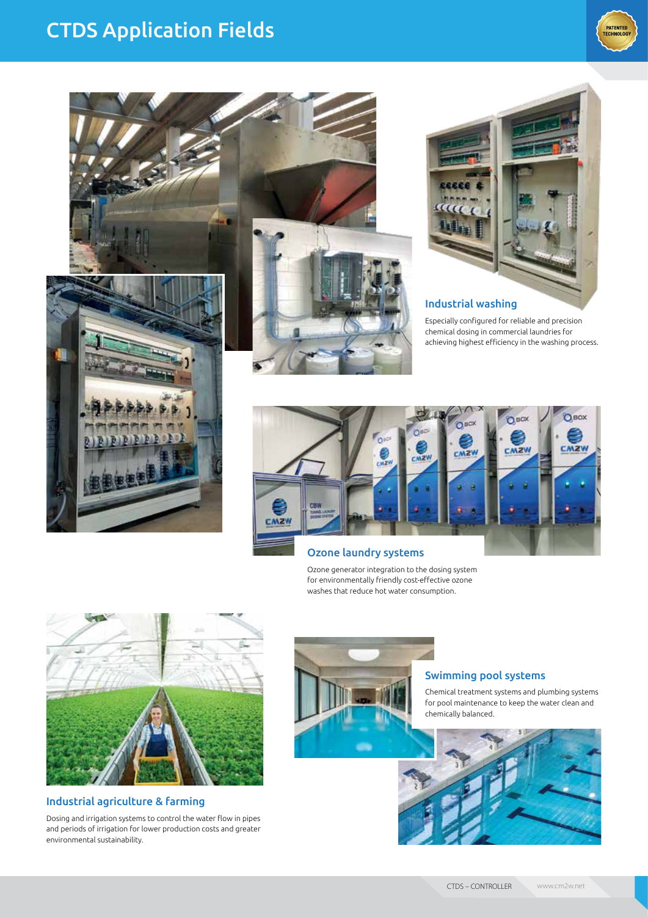# CTDS Application Fields

## Industrial washing

Especially configured for reliable and precision chemical dosing in commercial laundries for achieving highest efficiency in the washing process.

## Ozone laundry systems

Ozone generator integration to the dosing system for environmentally friendly cost-effective ozone washes that reduce hot water consumption.

## Industrial agriculture & farming

Dosing and irrigation systems to control the water flow in pipes and periods of irrigation for lower production costs and greater environmental sustainability.

## Swimming pool systems

Chemical treatment systems and plumbing systems for pool maintenance to keep the water clean and chemically balanced.